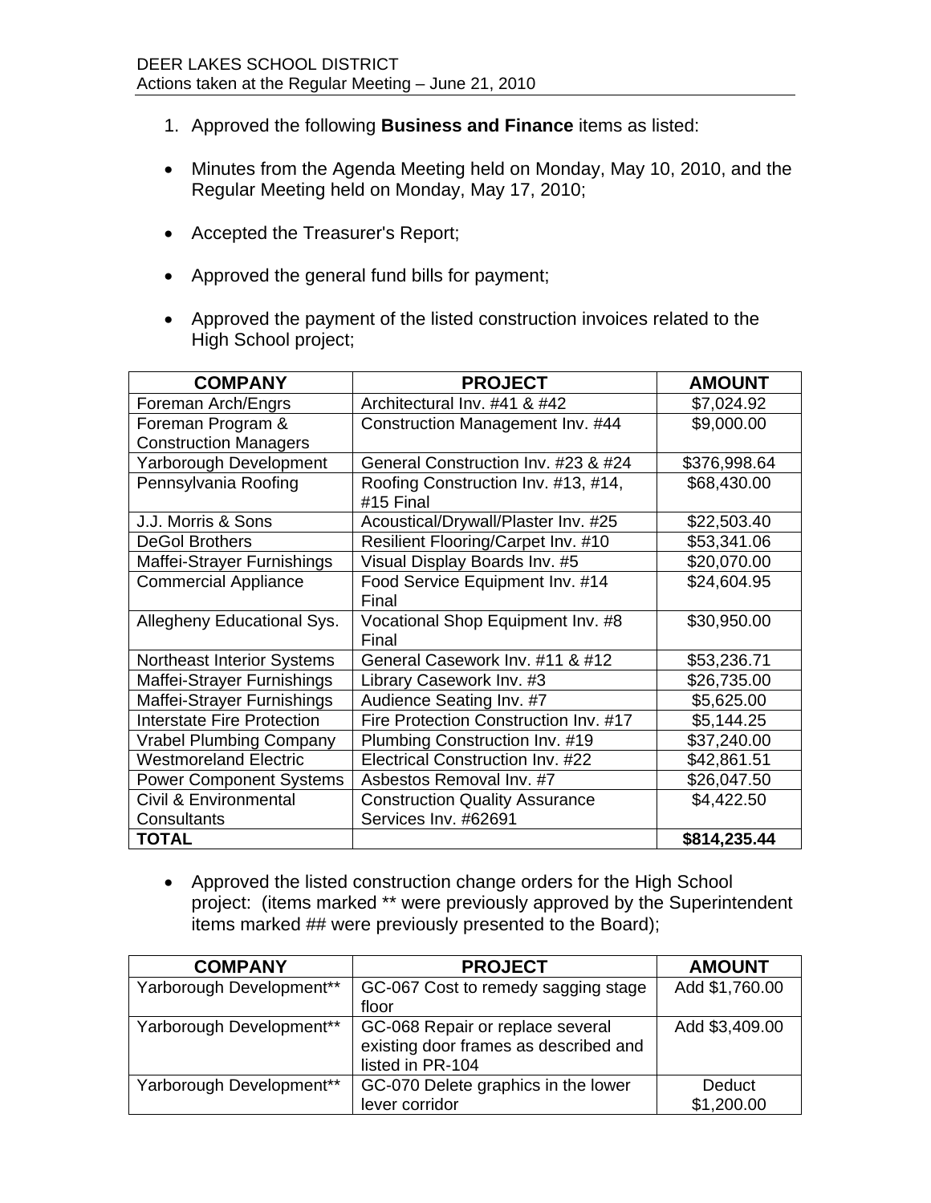DEER LAKES SCHOOL DISTRICT
Actions taken at the Regular Meeting – June 21, 2010

1. Approved the following **Business and Finance** items as listed:

- Minutes from the Agenda Meeting held on Monday, May 10, 2010, and the Regular Meeting held on Monday, May 17, 2010;

- Accepted the Treasurer's Report;

- Approved the general fund bills for payment;

- Approved the payment of the listed construction invoices related to the High School project;

| COMPANY | PROJECT | AMOUNT |
|---|---|---|
| Foreman Arch/Engrs | Architectural Inv. #41 & #42 | $7,024.92 |
| Foreman Program & Construction Managers | Construction Management Inv. #44 | $9,000.00 |
| Yarborough Development | General Construction Inv. #23 & #24 | $376,998.64 |
| Pennsylvania Roofing | Roofing Construction Inv. #13, #14, #15 Final | $68,430.00 |
| J.J. Morris & Sons | Acoustical/Drywall/Plaster Inv. #25 | $22,503.40 |
| DeGol Brothers | Resilient Flooring/Carpet Inv. #10 | $53,341.06 |
| Maffei-Strayer Furnishings | Visual Display Boards Inv. #5 | $20,070.00 |
| Commercial Appliance | Food Service Equipment Inv. #14 Final | $24,604.95 |
| Allegheny Educational Sys. | Vocational Shop Equipment Inv. #8 Final | $30,950.00 |
| Northeast Interior Systems | General Casework Inv. #11 & #12 | $53,236.71 |
| Maffei-Strayer Furnishings | Library Casework Inv. #3 | $26,735.00 |
| Maffei-Strayer Furnishings | Audience Seating Inv. #7 | $5,625.00 |
| Interstate Fire Protection | Fire Protection Construction Inv. #17 | $5,144.25 |
| Vrabel Plumbing Company | Plumbing Construction Inv. #19 | $37,240.00 |
| Westmoreland Electric | Electrical Construction Inv. #22 | $42,861.51 |
| Power Component Systems | Asbestos Removal Inv. #7 | $26,047.50 |
| Civil & Environmental Consultants | Construction Quality Assurance Services Inv. #62691 | $4,422.50 |
| **TOTAL** | | **$814,235.44** |

- Approved the listed construction change orders for the High School project: (items marked ** were previously approved by the Superintendent items marked ## were previously presented to the Board);

| COMPANY | PROJECT | AMOUNT |
|---|---|---|
| Yarborough Development** | GC-067 Cost to remedy sagging stage floor | Add $1,760.00 |
| Yarborough Development** | GC-068 Repair or replace several existing door frames as described and listed in PR-104 | Add $3,409.00 |
| Yarborough Development** | GC-070 Delete graphics in the lower lever corridor | Deduct $1,200.00 |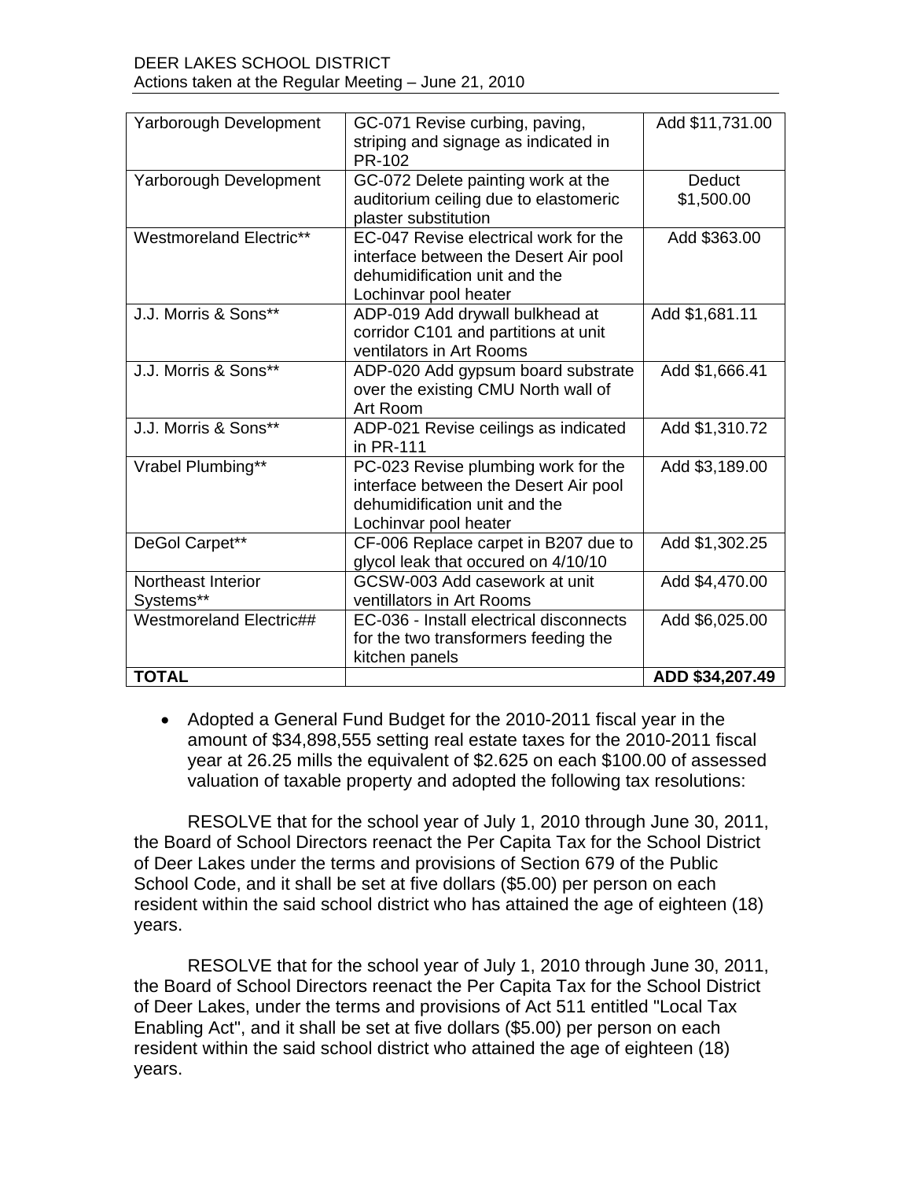| Yarborough Development | GC-071 Revise curbing, paving, striping and signage as indicated in PR-102 | Add $11,731.00 |
|---|---|---|
| Yarborough Development | GC-072 Delete painting work at the auditorium ceiling due to elastomeric plaster substitution | Deduct $1,500.00 |
| Westmoreland Electric** | EC-047 Revise electrical work for the interface between the Desert Air pool dehumidification unit and the Lochinvar pool heater | Add $363.00 |
| J.J. Morris & Sons** | ADP-019 Add drywall bulkhead at corridor C101 and partitions at unit ventilators in Art Rooms | Add $1,681.11 |
| J.J. Morris & Sons** | ADP-020 Add gypsum board substrate over the existing CMU North wall of Art Room | Add $1,666.41 |
| J.J. Morris & Sons** | ADP-021 Revise ceilings as indicated in PR-111 | Add $1,310.72 |
| Vrabel Plumbing** | PC-023 Revise plumbing work for the interface between the Desert Air pool dehumidification unit and the Lochinvar pool heater | Add $3,189.00 |
| DeGol Carpet** | CF-006 Replace carpet in B207 due to glycol leak that occured on 4/10/10 | Add $1,302.25 |
| Northeast Interior Systems** | GCSW-003 Add casework at unit ventillators in Art Rooms | Add $4,470.00 |
| Westmoreland Electric## | EC-036 - Install electrical disconnects for the two transformers feeding the kitchen panels | Add $6,025.00 |
| **TOTAL** | | **ADD $34,207.49** |

- Adopted a General Fund Budget for the 2010-2011 fiscal year in the amount of $34,898,555 setting real estate taxes for the 2010-2011 fiscal year at 26.25 mills the equivalent of $2.625 on each $100.00 of assessed valuation of taxable property and adopted the following tax resolutions:

RESOLVE that for the school year of July 1, 2010 through June 30, 2011, the Board of School Directors reenact the Per Capita Tax for the School District of Deer Lakes under the terms and provisions of Section 679 of the Public School Code, and it shall be set at five dollars ($5.00) per person on each resident within the said school district who has attained the age of eighteen (18) years.

RESOLVE that for the school year of July 1, 2010 through June 30, 2011, the Board of School Directors reenact the Per Capita Tax for the School District of Deer Lakes, under the terms and provisions of Act 511 entitled "Local Tax Enabling Act", and it shall be set at five dollars ($5.00) per person on each resident within the said school district who attained the age of eighteen (18) years.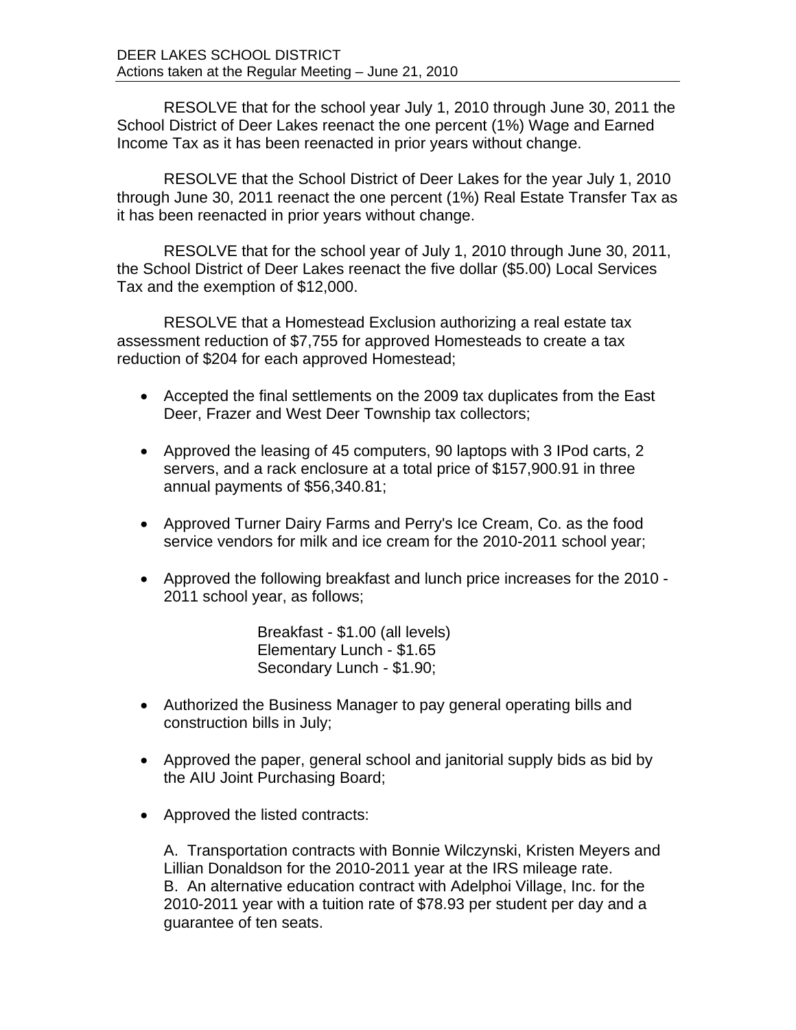RESOLVE that for the school year July 1, 2010 through June 30, 2011 the School District of Deer Lakes reenact the one percent (1%) Wage and Earned Income Tax as it has been reenacted in prior years without change.

RESOLVE that the School District of Deer Lakes for the year July 1, 2010 through June 30, 2011 reenact the one percent (1%) Real Estate Transfer Tax as it has been reenacted in prior years without change.

RESOLVE that for the school year of July 1, 2010 through June 30, 2011, the School District of Deer Lakes reenact the five dollar ($5.00) Local Services Tax and the exemption of $12,000.

RESOLVE that a Homestead Exclusion authorizing a real estate tax assessment reduction of $7,755 for approved Homesteads to create a tax reduction of $204 for each approved Homestead;

- Accepted the final settlements on the 2009 tax duplicates from the East Deer, Frazer and West Deer Township tax collectors;

- Approved the leasing of 45 computers, 90 laptops with 3 IPod carts, 2 servers, and a rack enclosure at a total price of $157,900.91 in three annual payments of $56,340.81;

- Approved Turner Dairy Farms and Perry's Ice Cream, Co. as the food service vendors for milk and ice cream for the 2010-2011 school year;

- Approved the following breakfast and lunch price increases for the 2010 - 2011 school year, as follows;

  Breakfast - $1.00 (all levels)
  Elementary Lunch - $1.65
  Secondary Lunch - $1.90;

- Authorized the Business Manager to pay general operating bills and construction bills in July;

- Approved the paper, general school and janitorial supply bids as bid by the AIU Joint Purchasing Board;

- Approved the listed contracts:

  A. Transportation contracts with Bonnie Wilczynski, Kristen Meyers and Lillian Donaldson for the 2010-2011 year at the IRS mileage rate.
  B. An alternative education contract with Adelphoi Village, Inc. for the 2010-2011 year with a tuition rate of $78.93 per student per day and a guarantee of ten seats.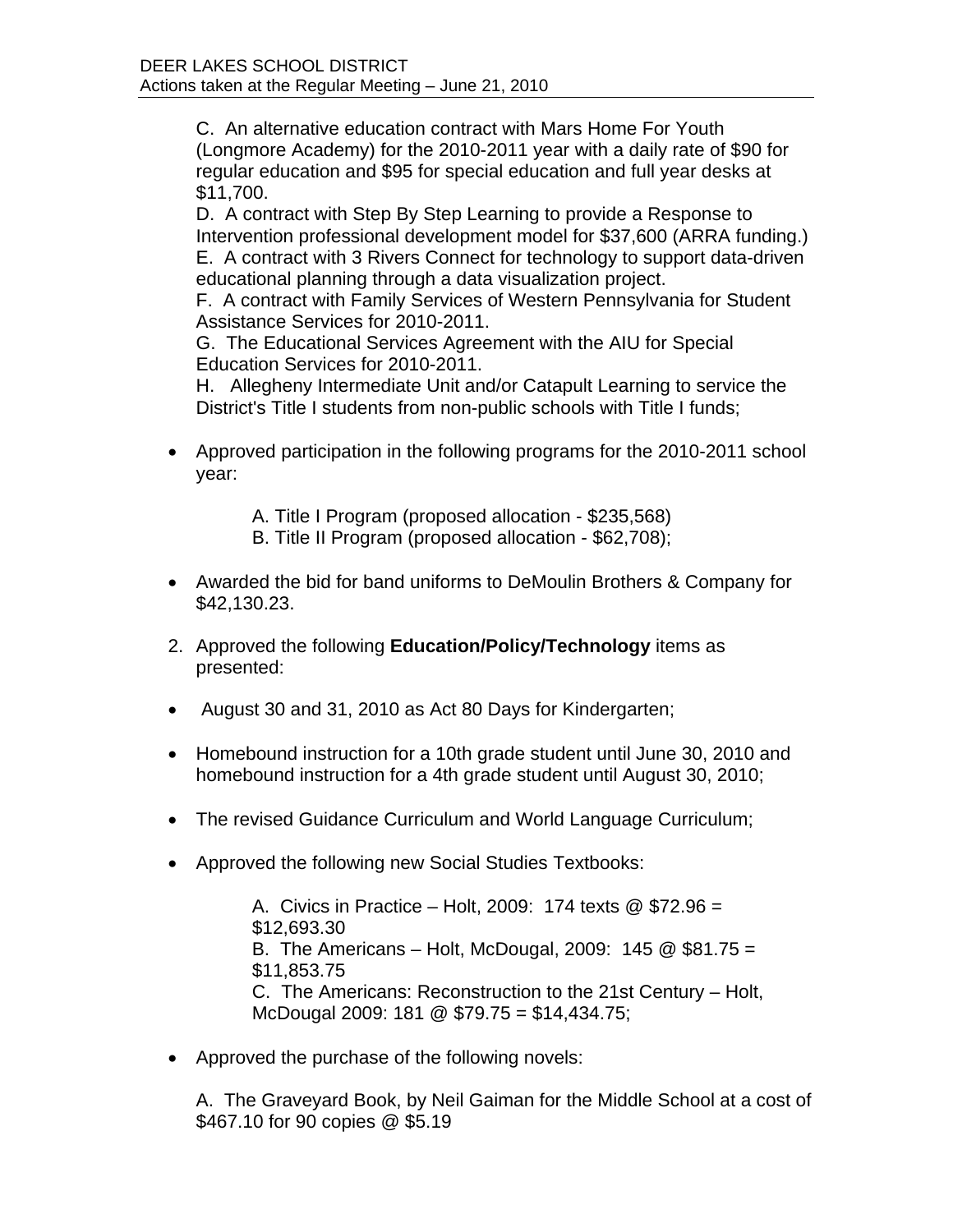C. An alternative education contract with Mars Home For Youth (Longmore Academy) for the 2010-2011 year with a daily rate of $90 for regular education and $95 for special education and full year desks at $11,700.
D. A contract with Step By Step Learning to provide a Response to Intervention professional development model for $37,600 (ARRA funding.)
E. A contract with 3 Rivers Connect for technology to support data-driven educational planning through a data visualization project.
F. A contract with Family Services of Western Pennsylvania for Student Assistance Services for 2010-2011.
G. The Educational Services Agreement with the AIU for Special Education Services for 2010-2011.
H. Allegheny Intermediate Unit and/or Catapult Learning to service the District's Title I students from non-public schools with Title I funds;

- Approved participation in the following programs for the 2010-2011 school year:

  A. Title I Program (proposed allocation - $235,568)
  B. Title II Program (proposed allocation - $62,708);

- Awarded the bid for band uniforms to DeMoulin Brothers & Company for $42,130.23.

2. Approved the following **Education/Policy/Technology** items as presented:

- August 30 and 31, 2010 as Act 80 Days for Kindergarten;

- Homebound instruction for a 10th grade student until June 30, 2010 and homebound instruction for a 4th grade student until August 30, 2010;

- The revised Guidance Curriculum and World Language Curriculum;

- Approved the following new Social Studies Textbooks:

  A. Civics in Practice – Holt, 2009: 174 texts @ $72.96 = $12,693.30
  B. The Americans – Holt, McDougal, 2009: 145 @ $81.75 = $11,853.75
  C. The Americans: Reconstruction to the 21st Century – Holt, McDougal 2009: 181 @ $79.75 = $14,434.75;

- Approved the purchase of the following novels:

  A. The Graveyard Book, by Neil Gaiman for the Middle School at a cost of $467.10 for 90 copies @ $5.19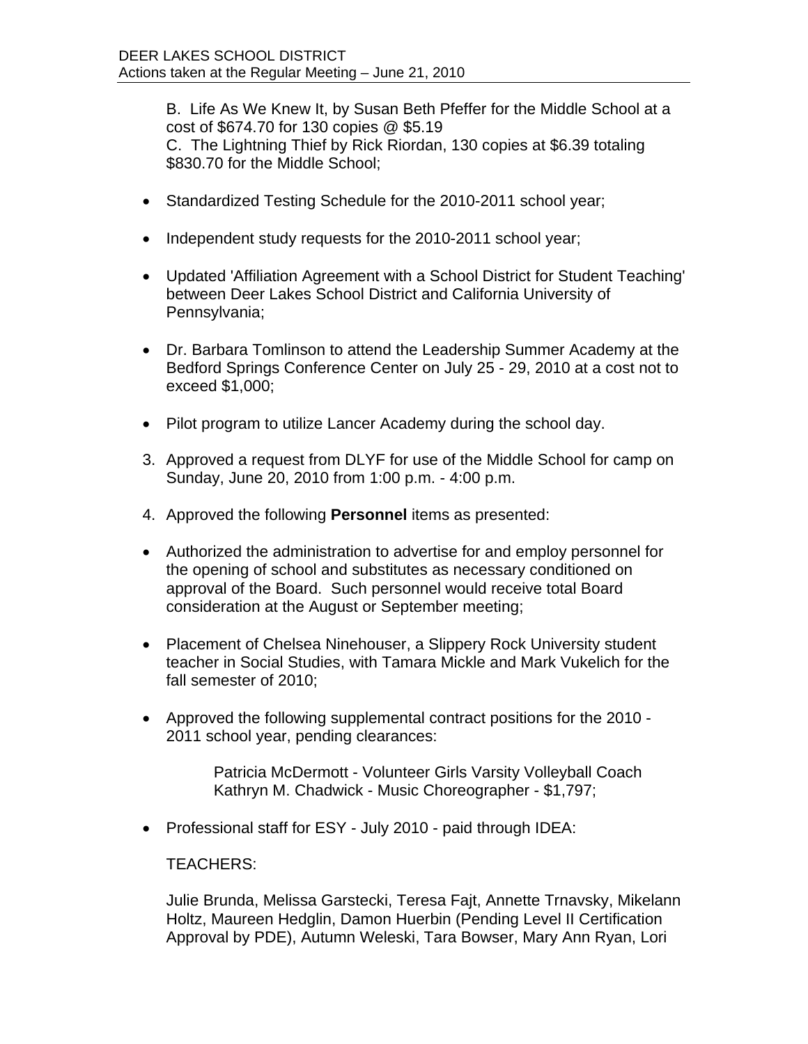B. Life As We Knew It, by Susan Beth Pfeffer for the Middle School at a cost of $674.70 for 130 copies @ $5.19
C. The Lightning Thief by Rick Riordan, 130 copies at $6.39 totaling $830.70 for the Middle School;

- Standardized Testing Schedule for the 2010-2011 school year;

- Independent study requests for the 2010-2011 school year;

- Updated 'Affiliation Agreement with a School District for Student Teaching' between Deer Lakes School District and California University of Pennsylvania;

- Dr. Barbara Tomlinson to attend the Leadership Summer Academy at the Bedford Springs Conference Center on July 25 - 29, 2010 at a cost not to exceed $1,000;

- Pilot program to utilize Lancer Academy during the school day.

3. Approved a request from DLYF for use of the Middle School for camp on Sunday, June 20, 2010 from 1:00 p.m. - 4:00 p.m.

4. Approved the following **Personnel** items as presented:

- Authorized the administration to advertise for and employ personnel for the opening of school and substitutes as necessary conditioned on approval of the Board. Such personnel would receive total Board consideration at the August or September meeting;

- Placement of Chelsea Ninehouser, a Slippery Rock University student teacher in Social Studies, with Tamara Mickle and Mark Vukelich for the fall semester of 2010;

- Approved the following supplemental contract positions for the 2010 - 2011 school year, pending clearances:

  Patricia McDermott - Volunteer Girls Varsity Volleyball Coach
  Kathryn M. Chadwick - Music Choreographer - $1,797;

- Professional staff for ESY - July 2010 - paid through IDEA:

  TEACHERS:

  Julie Brunda, Melissa Garstecki, Teresa Fajt, Annette Trnavsky, Mikelann Holtz, Maureen Hedglin, Damon Huerbin (Pending Level II Certification Approval by PDE), Autumn Weleski, Tara Bowser, Mary Ann Ryan, Lori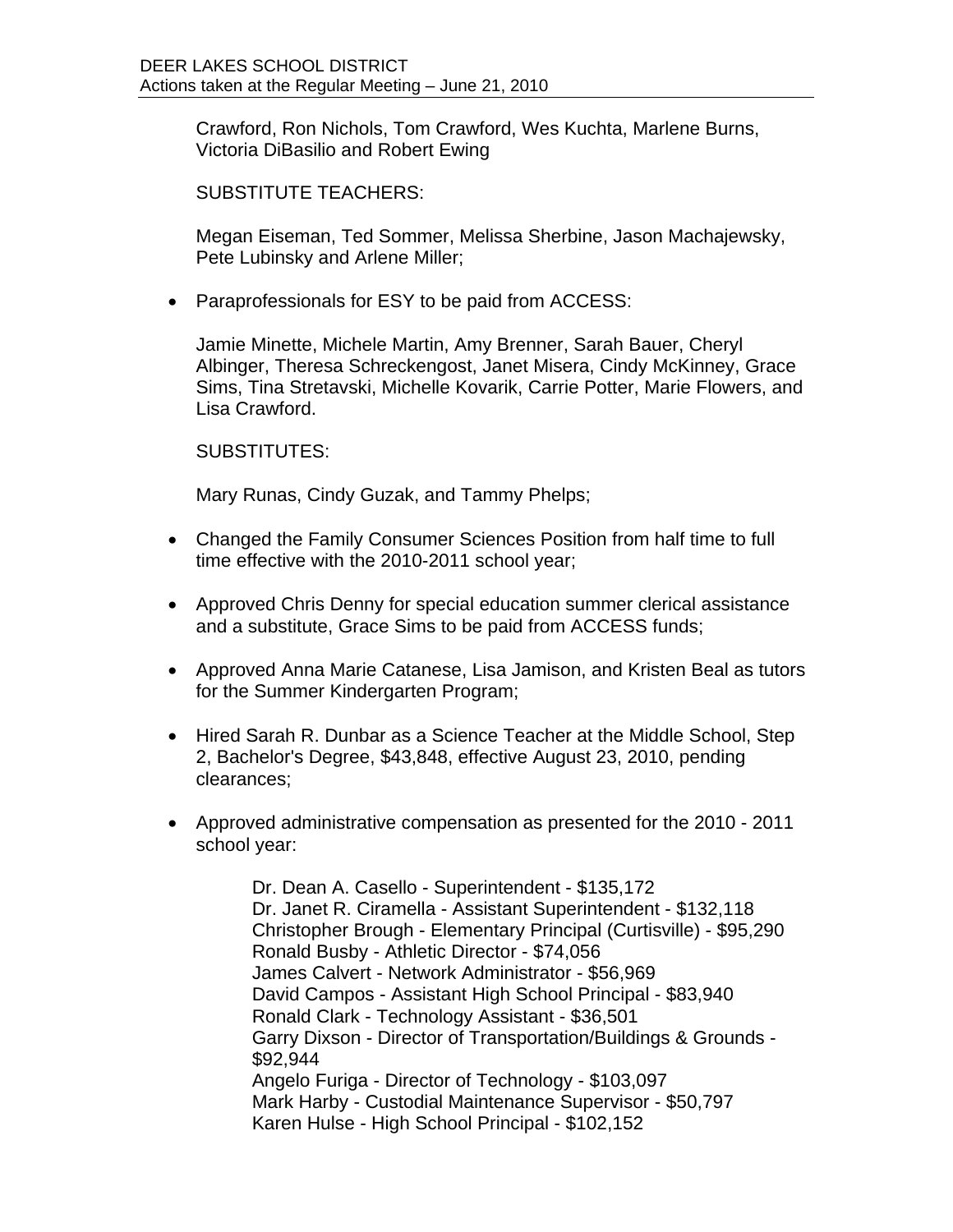Crawford, Ron Nichols, Tom Crawford, Wes Kuchta, Marlene Burns, Victoria DiBasilio and Robert Ewing

SUBSTITUTE TEACHERS:

Megan Eiseman, Ted Sommer, Melissa Sherbine, Jason Machajewsky, Pete Lubinsky and Arlene Miller;

- Paraprofessionals for ESY to be paid from ACCESS:

  Jamie Minette, Michele Martin, Amy Brenner, Sarah Bauer, Cheryl Albinger, Theresa Schreckengost, Janet Misera, Cindy McKinney, Grace Sims, Tina Stretavski, Michelle Kovarik, Carrie Potter, Marie Flowers, and Lisa Crawford.

  SUBSTITUTES:

  Mary Runas, Cindy Guzak, and Tammy Phelps;

- Changed the Family Consumer Sciences Position from half time to full time effective with the 2010-2011 school year;

- Approved Chris Denny for special education summer clerical assistance and a substitute, Grace Sims to be paid from ACCESS funds;

- Approved Anna Marie Catanese, Lisa Jamison, and Kristen Beal as tutors for the Summer Kindergarten Program;

- Hired Sarah R. Dunbar as a Science Teacher at the Middle School, Step 2, Bachelor's Degree, $43,848, effective August 23, 2010, pending clearances;

- Approved administrative compensation as presented for the 2010 - 2011 school year:

  Dr. Dean A. Casello - Superintendent - $135,172
  Dr. Janet R. Ciramella - Assistant Superintendent - $132,118
  Christopher Brough - Elementary Principal (Curtisville) - $95,290
  Ronald Busby - Athletic Director - $74,056
  James Calvert - Network Administrator - $56,969
  David Campos - Assistant High School Principal - $83,940
  Ronald Clark - Technology Assistant - $36,501
  Garry Dixson - Director of Transportation/Buildings & Grounds - $92,944
  Angelo Furiga - Director of Technology - $103,097
  Mark Harby - Custodial Maintenance Supervisor - $50,797
  Karen Hulse - High School Principal - $102,152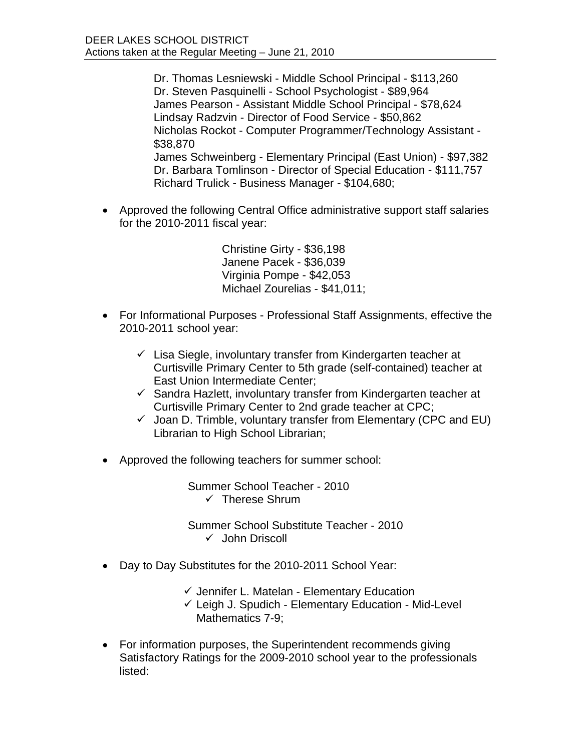Dr. Thomas Lesniewski - Middle School Principal - $113,260
Dr. Steven Pasquinelli - School Psychologist - $89,964
James Pearson - Assistant Middle School Principal - $78,624
Lindsay Radzvin - Director of Food Service - $50,862
Nicholas Rockot - Computer Programmer/Technology Assistant - $38,870
James Schweinberg - Elementary Principal (East Union) - $97,382
Dr. Barbara Tomlinson - Director of Special Education - $111,757
Richard Trulick - Business Manager - $104,680;

- Approved the following Central Office administrative support staff salaries for the 2010-2011 fiscal year:

  Christine Girty - $36,198
  Janene Pacek - $36,039
  Virginia Pompe - $42,053
  Michael Zourelias - $41,011;

- For Informational Purposes - Professional Staff Assignments, effective the 2010-2011 school year:

  - ✓ Lisa Siegle, involuntary transfer from Kindergarten teacher at Curtisville Primary Center to 5th grade (self-contained) teacher at East Union Intermediate Center;
  - ✓ Sandra Hazlett, involuntary transfer from Kindergarten teacher at Curtisville Primary Center to 2nd grade teacher at CPC;
  - ✓ Joan D. Trimble, voluntary transfer from Elementary (CPC and EU) Librarian to High School Librarian;

- Approved the following teachers for summer school:

  Summer School Teacher - 2010
  - ✓ Therese Shrum

  Summer School Substitute Teacher - 2010
  - ✓ John Driscoll

- Day to Day Substitutes for the 2010-2011 School Year:

  - ✓ Jennifer L. Matelan - Elementary Education
  - ✓ Leigh J. Spudich - Elementary Education - Mid-Level Mathematics 7-9;

- For information purposes, the Superintendent recommends giving Satisfactory Ratings for the 2009-2010 school year to the professionals listed: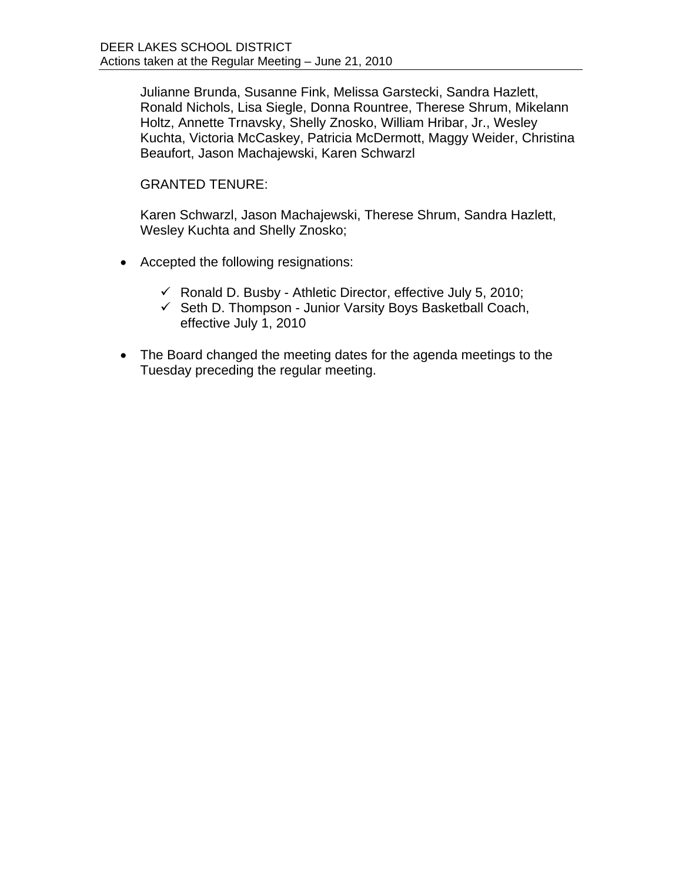Julianne Brunda, Susanne Fink, Melissa Garstecki, Sandra Hazlett, Ronald Nichols, Lisa Siegle, Donna Rountree, Therese Shrum, Mikelann Holtz, Annette Trnavsky, Shelly Znosko, William Hribar, Jr., Wesley Kuchta, Victoria McCaskey, Patricia McDermott, Maggy Weider, Christina Beaufort, Jason Machajewski, Karen Schwarzl

GRANTED TENURE:

Karen Schwarzl, Jason Machajewski, Therese Shrum, Sandra Hazlett, Wesley Kuchta and Shelly Znosko;

- Accepted the following resignations:
  - ✓ Ronald D. Busby - Athletic Director, effective July 5, 2010;
  - ✓ Seth D. Thompson - Junior Varsity Boys Basketball Coach, effective July 1, 2010

- The Board changed the meeting dates for the agenda meetings to the Tuesday preceding the regular meeting.